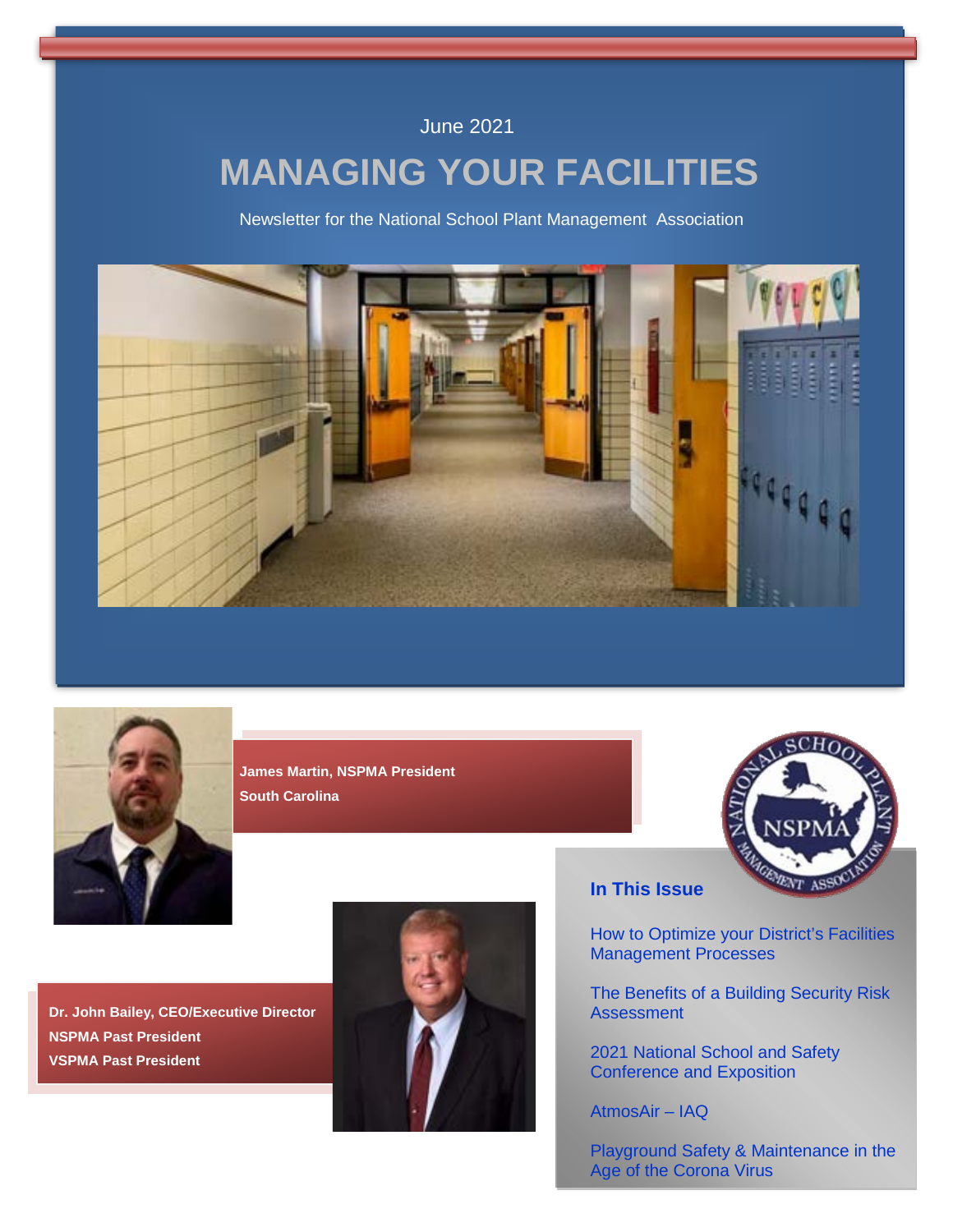June 2021

# MANAGING YOUR FACILITIES

Newsletter for the National School Plant Management Association

**James Martin, NSPMA President**
**South Carolina**

**Dr. John Bailey, CEO/Executive Director**
**NSPMA Past President**
**VSPMA Past President**

## In This Issue

How to Optimize your District's Facilities Management Processes

The Benefits of a Building Security Risk Assessment

2021 National School and Safety Conference and Exposition

AtmosAir – IAQ

Playground Safety & Maintenance in the Age of the Corona Virus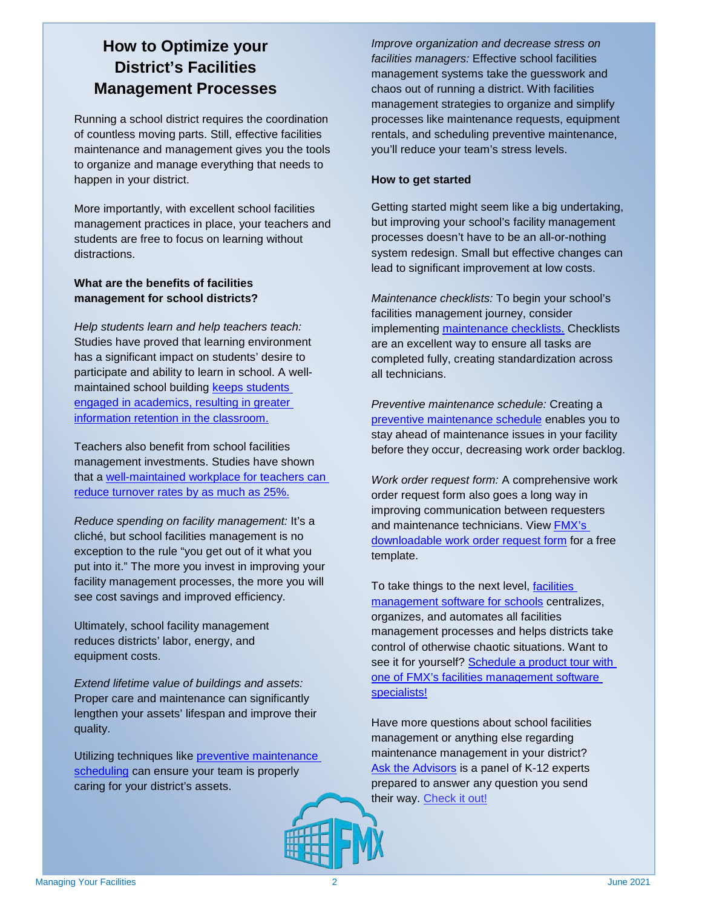# How to Optimize your District's Facilities Management Processes

Running a school district requires the coordination of countless moving parts. Still, effective facilities maintenance and management gives you the tools to organize and manage everything that needs to happen in your district.

More importantly, with excellent school facilities management practices in place, your teachers and students are free to focus on learning without distractions.

**What are the benefits of facilities management for school districts?**

*Help students learn and help teachers teach:* Studies have proved that learning environment has a significant impact on students' desire to participate and ability to learn in school. A well-maintained school building keeps students engaged in academics, resulting in greater information retention in the classroom.

Teachers also benefit from school facilities management investments. Studies have shown that a well-maintained workplace for teachers can reduce turnover rates by as much as 25%.

*Reduce spending on facility management:* It's a cliché, but school facilities management is no exception to the rule "you get out of it what you put into it." The more you invest in improving your facility management processes, the more you will see cost savings and improved efficiency.

Ultimately, school facility management reduces districts' labor, energy, and equipment costs.

*Extend lifetime value of buildings and assets:* Proper care and maintenance can significantly lengthen your assets' lifespan and improve their quality.

Utilizing techniques like preventive maintenance scheduling can ensure your team is properly caring for your district's assets.

*Improve organization and decrease stress on facilities managers:* Effective school facilities management systems take the guesswork and chaos out of running a district. With facilities management strategies to organize and simplify processes like maintenance requests, equipment rentals, and scheduling preventive maintenance, you'll reduce your team's stress levels.

**How to get started**

Getting started might seem like a big undertaking, but improving your school's facility management processes doesn't have to be an all-or-nothing system redesign. Small but effective changes can lead to significant improvement at low costs.

*Maintenance checklists:* To begin your school's facilities management journey, consider implementing maintenance checklists. Checklists are an excellent way to ensure all tasks are completed fully, creating standardization across all technicians.

*Preventive maintenance schedule:* Creating a preventive maintenance schedule enables you to stay ahead of maintenance issues in your facility before they occur, decreasing work order backlog.

*Work order request form:* A comprehensive work order request form also goes a long way in improving communication between requesters and maintenance technicians. View FMX's downloadable work order request form for a free template.

To take things to the next level, facilities management software for schools centralizes, organizes, and automates all facilities management processes and helps districts take control of otherwise chaotic situations. Want to see it for yourself? Schedule a product tour with one of FMX's facilities management software specialists!

Have more questions about school facilities management or anything else regarding maintenance management in your district? Ask the Advisors is a panel of K-12 experts prepared to answer any question you send their way. Check it out!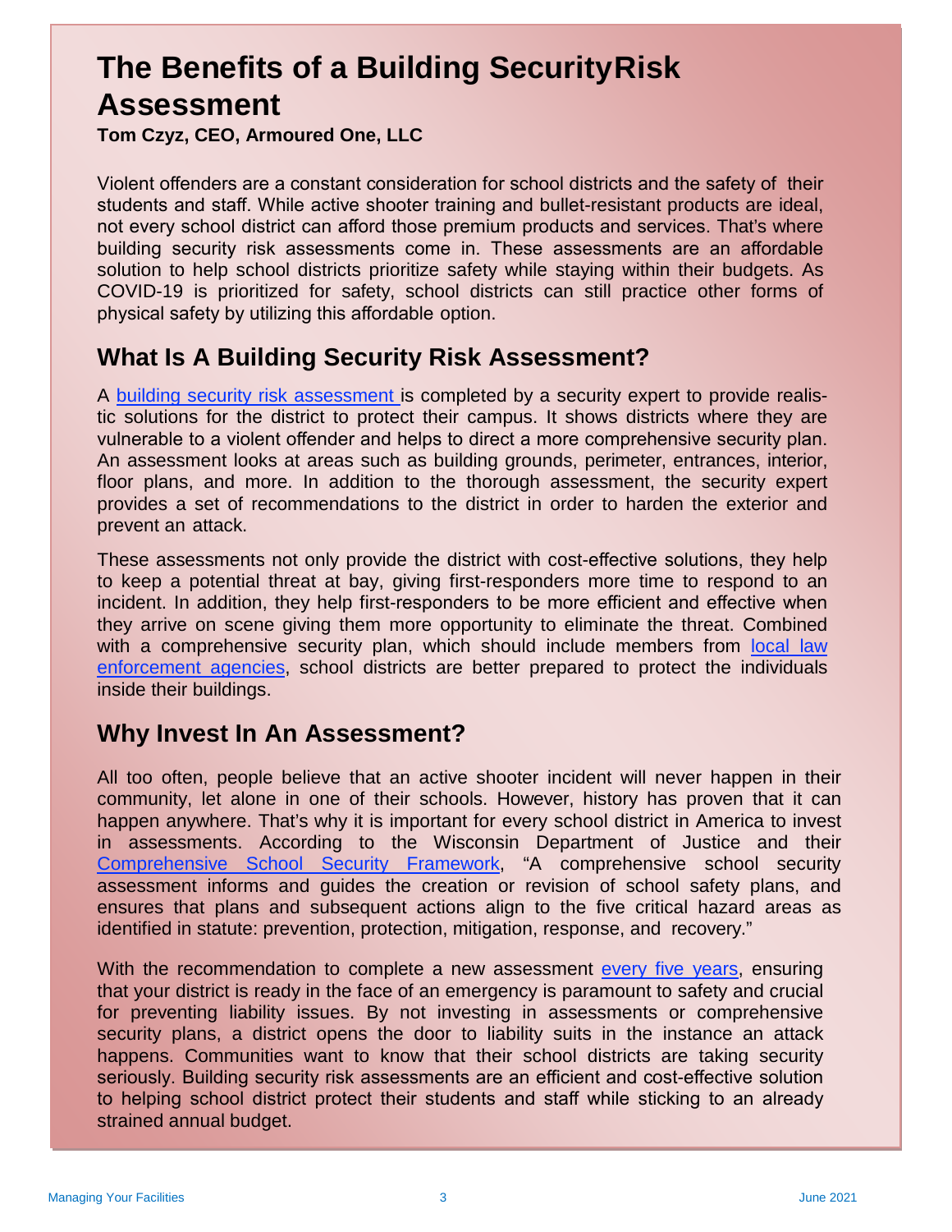# The Benefits of a Building SecurityRisk Assessment

**Tom Czyz, CEO, Armoured One, LLC**

Violent offenders are a constant consideration for school districts and the safety of their students and staff. While active shooter training and bullet-resistant products are ideal, not every school district can afford those premium products and services. That's where building security risk assessments come in. These assessments are an affordable solution to help school districts prioritize safety while staying within their budgets. As COVID-19 is prioritized for safety, school districts can still practice other forms of physical safety by utilizing this affordable option.

## What Is A Building Security Risk Assessment?

A building security risk assessment is completed by a security expert to provide realistic solutions for the district to protect their campus. It shows districts where they are vulnerable to a violent offender and helps to direct a more comprehensive security plan. An assessment looks at areas such as building grounds, perimeter, entrances, interior, floor plans, and more. In addition to the thorough assessment, the security expert provides a set of recommendations to the district in order to harden the exterior and prevent an attack.

These assessments not only provide the district with cost-effective solutions, they help to keep a potential threat at bay, giving first-responders more time to respond to an incident. In addition, they help first-responders to be more efficient and effective when they arrive on scene giving them more opportunity to eliminate the threat. Combined with a comprehensive security plan, which should include members from local law enforcement agencies, school districts are better prepared to protect the individuals inside their buildings.

## Why Invest In An Assessment?

All too often, people believe that an active shooter incident will never happen in their community, let alone in one of their schools. However, history has proven that it can happen anywhere. That's why it is important for every school district in America to invest in assessments. According to the Wisconsin Department of Justice and their Comprehensive School Security Framework, "A comprehensive school security assessment informs and guides the creation or revision of school safety plans, and ensures that plans and subsequent actions align to the five critical hazard areas as identified in statute: prevention, protection, mitigation, response, and recovery."

With the recommendation to complete a new assessment every five years, ensuring that your district is ready in the face of an emergency is paramount to safety and crucial for preventing liability issues. By not investing in assessments or comprehensive security plans, a district opens the door to liability suits in the instance an attack happens. Communities want to know that their school districts are taking security seriously. Building security risk assessments are an efficient and cost-effective solution to helping school district protect their students and staff while sticking to an already strained annual budget.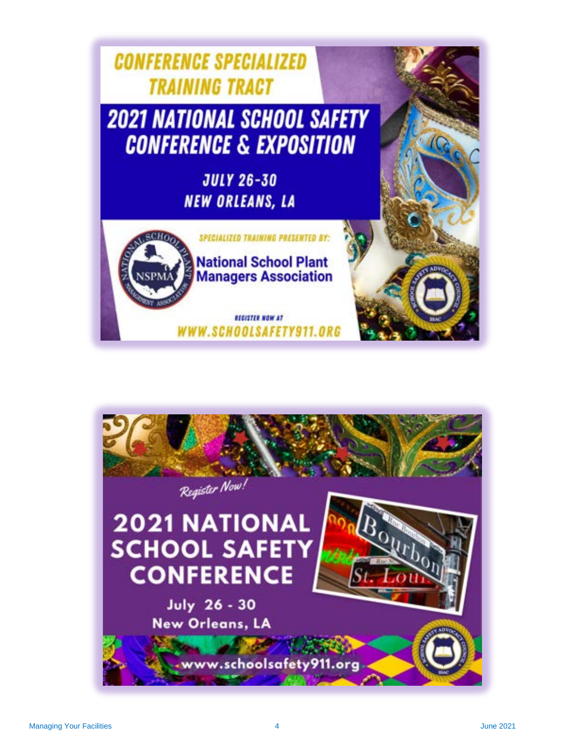# CONFERENCE SPECIALIZED TRAINING TRACT

## 2021 NATIONAL SCHOOL SAFETY CONFERENCE & EXPOSITION

JULY 26-30
NEW ORLEANS, LA

SPECIALIZED TRAINING PRESENTED BY:

National School Plant Managers Association

REGISTER NOW AT
WWW.SCHOOLSAFETY911.ORG

*Register Now!*

## 2021 NATIONAL SCHOOL SAFETY CONFERENCE

July 26 - 30
New Orleans, LA

www.schoolsafety911.org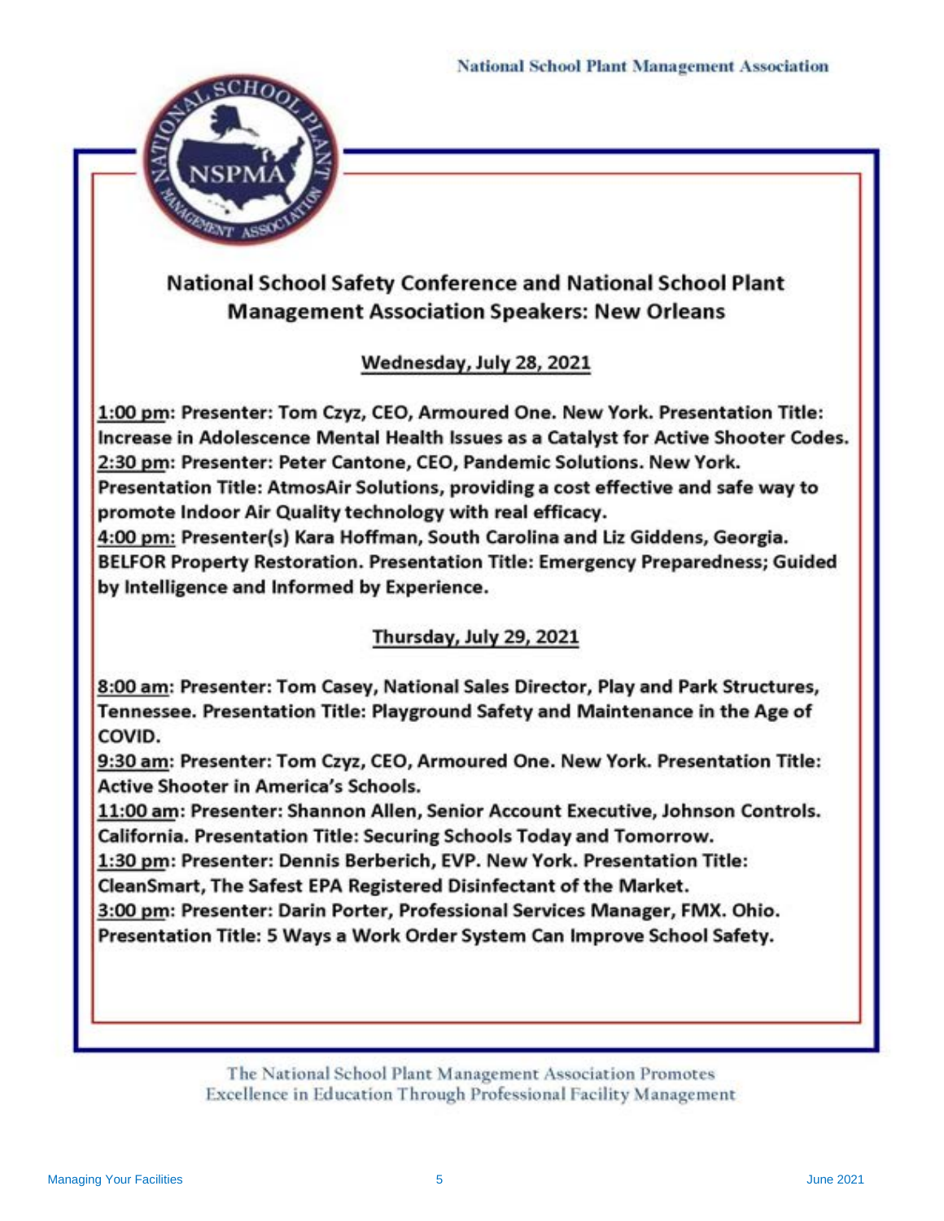## National School Safety Conference and National School Plant Management Association Speakers: New Orleans

### Wednesday, July 28, 2021

**1:00 pm: Presenter: Tom Czyz, CEO, Armoured One. New York. Presentation Title: Increase in Adolescence Mental Health Issues as a Catalyst for Active Shooter Codes.**
**2:30 pm: Presenter: Peter Cantone, CEO, Pandemic Solutions. New York. Presentation Title: AtmosAir Solutions, providing a cost effective and safe way to promote Indoor Air Quality technology with real efficacy.**
**4:00 pm: Presenter(s) Kara Hoffman, South Carolina and Liz Giddens, Georgia. BELFOR Property Restoration. Presentation Title: Emergency Preparedness; Guided by Intelligence and Informed by Experience.**

### Thursday, July 29, 2021

**8:00 am: Presenter: Tom Casey, National Sales Director, Play and Park Structures, Tennessee. Presentation Title: Playground Safety and Maintenance in the Age of COVID.**
**9:30 am: Presenter: Tom Czyz, CEO, Armoured One. New York. Presentation Title: Active Shooter in America's Schools.**
**11:00 am: Presenter: Shannon Allen, Senior Account Executive, Johnson Controls. California. Presentation Title: Securing Schools Today and Tomorrow.**
**1:30 pm: Presenter: Dennis Berberich, EVP. New York. Presentation Title: CleanSmart, The Safest EPA Registered Disinfectant of the Market.**
**3:00 pm: Presenter: Darin Porter, Professional Services Manager, FMX. Ohio. Presentation Title: 5 Ways a Work Order System Can Improve School Safety.**

The National School Plant Management Association Promotes Excellence in Education Through Professional Facility Management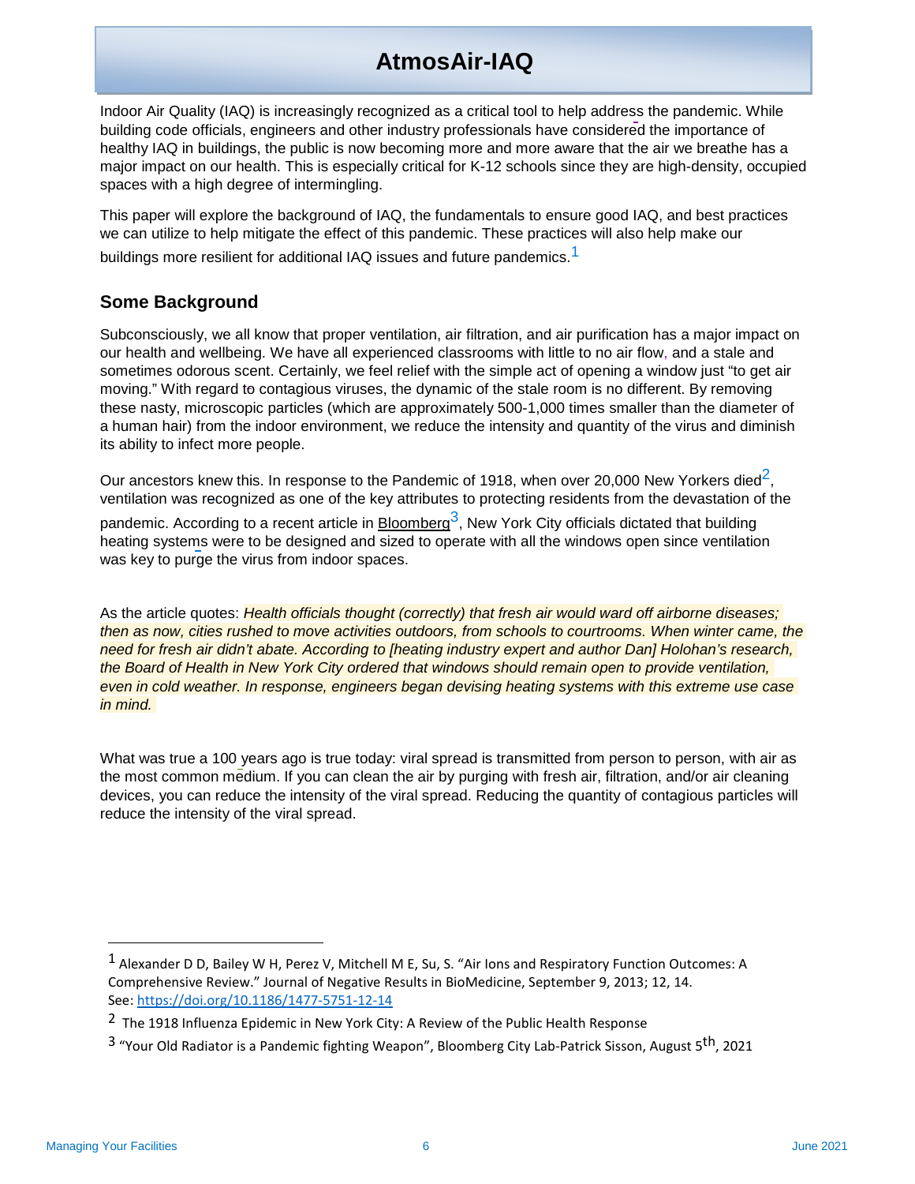# AtmosAir-IAQ

Indoor Air Quality (IAQ) is increasingly recognized as a critical tool to help address the pandemic. While building code officials, engineers and other industry professionals have considered the importance of healthy IAQ in buildings, the public is now becoming more and more aware that the air we breathe has a major impact on our health. This is especially critical for K-12 schools since they are high-density, occupied spaces with a high degree of intermingling.

This paper will explore the background of IAQ, the fundamentals to ensure good IAQ, and best practices we can utilize to help mitigate the effect of this pandemic. These practices will also help make our buildings more resilient for additional IAQ issues and future pandemics.[1]

## Some Background

Subconsciously, we all know that proper ventilation, air filtration, and air purification has a major impact on our health and wellbeing. We have all experienced classrooms with little to no air flow, and a stale and sometimes odorous scent. Certainly, we feel relief with the simple act of opening a window just “to get air moving.” With regard to contagious viruses, the dynamic of the stale room is no different. By removing these nasty, microscopic particles (which are approximately 500-1,000 times smaller than the diameter of a human hair) from the indoor environment, we reduce the intensity and quantity of the virus and diminish its ability to infect more people.

Our ancestors knew this. In response to the Pandemic of 1918, when over 20,000 New Yorkers died[2], ventilation was recognized as one of the key attributes to protecting residents from the devastation of the pandemic. According to a recent article in Bloomberg[3], New York City officials dictated that building heating systems were to be designed and sized to operate with all the windows open since ventilation was key to purge the virus from indoor spaces.

As the article quotes: *Health officials thought (correctly) that fresh air would ward off airborne diseases; then as now, cities rushed to move activities outdoors, from schools to courtrooms. When winter came, the need for fresh air didn’t abate. According to [heating industry expert and author Dan] Holohan’s research, the Board of Health in New York City ordered that windows should remain open to provide ventilation, even in cold weather. In response, engineers began devising heating systems with this extreme use case in mind.*

What was true a 100 years ago is true today: viral spread is transmitted from person to person, with air as the most common medium. If you can clean the air by purging with fresh air, filtration, and/or air cleaning devices, you can reduce the intensity of the viral spread. Reducing the quantity of contagious particles will reduce the intensity of the viral spread.

---

[1] Alexander D D, Bailey W H, Perez V, Mitchell M E, Su, S. “Air Ions and Respiratory Function Outcomes: A Comprehensive Review.” Journal of Negative Results in BioMedicine, September 9, 2013; 12, 14. See: https://doi.org/10.1186/1477-5751-12-14

[2] The 1918 Influenza Epidemic in New York City: A Review of the Public Health Response

[3] “Your Old Radiator is a Pandemic fighting Weapon”, Bloomberg City Lab-Patrick Sisson, August 5th, 2021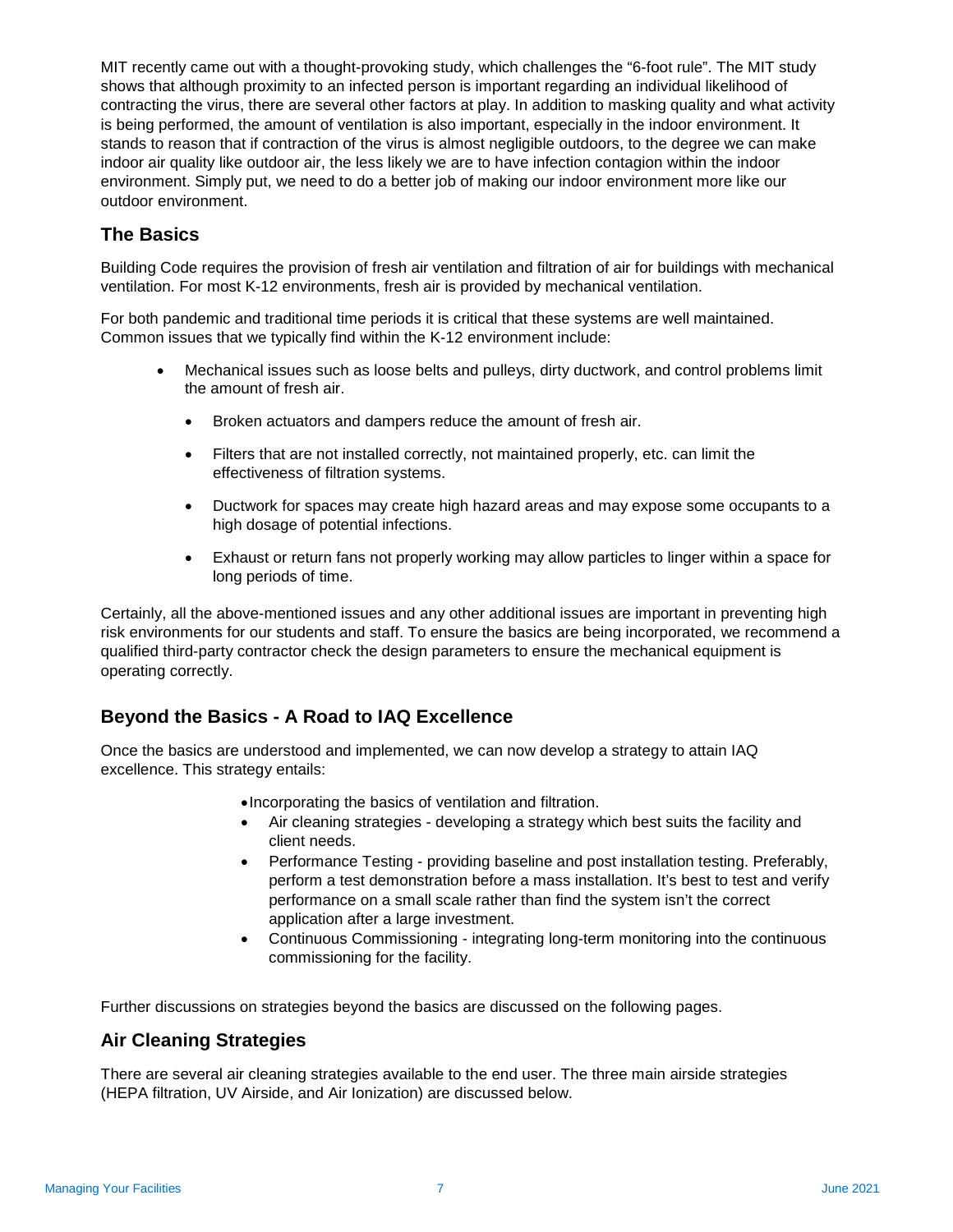MIT recently came out with a thought-provoking study, which challenges the “6-foot rule”. The MIT study shows that although proximity to an infected person is important regarding an individual likelihood of contracting the virus, there are several other factors at play. In addition to masking quality and what activity is being performed, the amount of ventilation is also important, especially in the indoor environment. It stands to reason that if contraction of the virus is almost negligible outdoors, to the degree we can make indoor air quality like outdoor air, the less likely we are to have infection contagion within the indoor environment. Simply put, we need to do a better job of making our indoor environment more like our outdoor environment.

## The Basics

Building Code requires the provision of fresh air ventilation and filtration of air for buildings with mechanical ventilation. For most K-12 environments, fresh air is provided by mechanical ventilation.

For both pandemic and traditional time periods it is critical that these systems are well maintained. Common issues that we typically find within the K-12 environment include:

- Mechanical issues such as loose belts and pulleys, dirty ductwork, and control problems limit the amount of fresh air.
  - Broken actuators and dampers reduce the amount of fresh air.
  - Filters that are not installed correctly, not maintained properly, etc. can limit the effectiveness of filtration systems.
  - Ductwork for spaces may create high hazard areas and may expose some occupants to a high dosage of potential infections.
  - Exhaust or return fans not properly working may allow particles to linger within a space for long periods of time.

Certainly, all the above-mentioned issues and any other additional issues are important in preventing high risk environments for our students and staff. To ensure the basics are being incorporated, we recommend a qualified third-party contractor check the design parameters to ensure the mechanical equipment is operating correctly.

## Beyond the Basics - A Road to IAQ Excellence

Once the basics are understood and implemented, we can now develop a strategy to attain IAQ excellence. This strategy entails:

- Incorporating the basics of ventilation and filtration.
- Air cleaning strategies - developing a strategy which best suits the facility and client needs.
- Performance Testing - providing baseline and post installation testing. Preferably, perform a test demonstration before a mass installation. It’s best to test and verify performance on a small scale rather than find the system isn’t the correct application after a large investment.
- Continuous Commissioning - integrating long-term monitoring into the continuous commissioning for the facility.

Further discussions on strategies beyond the basics are discussed on the following pages.

## Air Cleaning Strategies

There are several air cleaning strategies available to the end user. The three main airside strategies (HEPA filtration, UV Airside, and Air Ionization) are discussed below.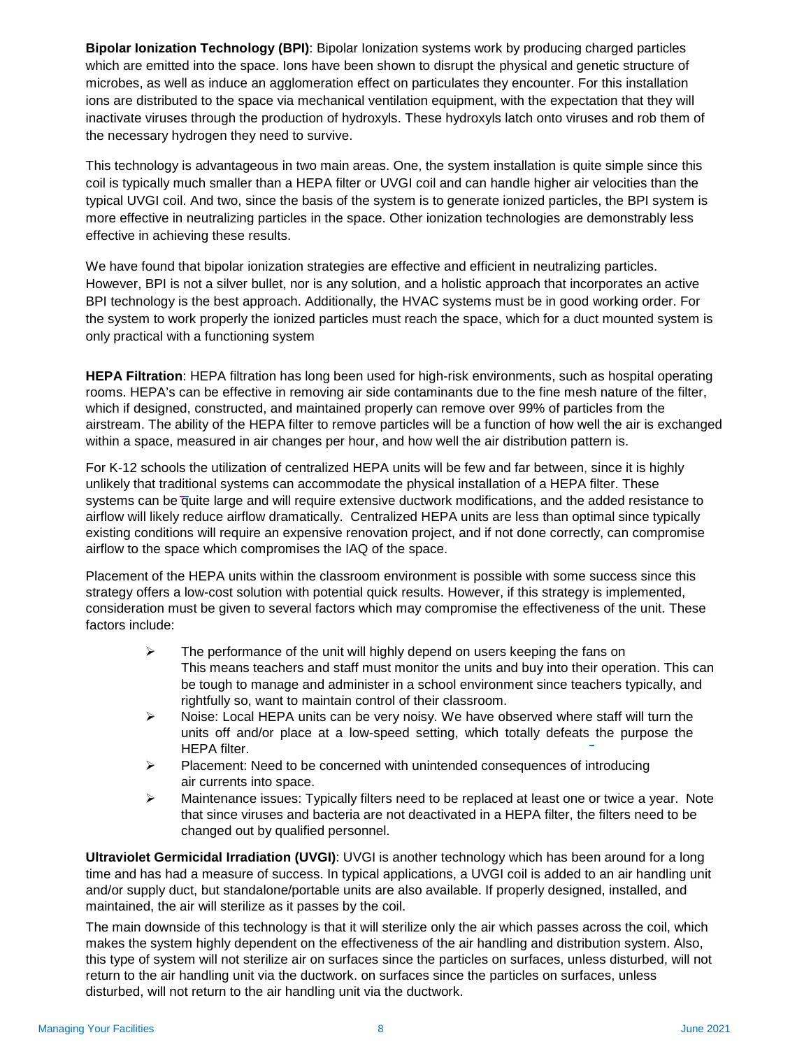**Bipolar Ionization Technology (BPI)**: Bipolar Ionization systems work by producing charged particles which are emitted into the space. Ions have been shown to disrupt the physical and genetic structure of microbes, as well as induce an agglomeration effect on particulates they encounter. For this installation ions are distributed to the space via mechanical ventilation equipment, with the expectation that they will inactivate viruses through the production of hydroxyls. These hydroxyls latch onto viruses and rob them of the necessary hydrogen they need to survive.

This technology is advantageous in two main areas. One, the system installation is quite simple since this coil is typically much smaller than a HEPA filter or UVGI coil and can handle higher air velocities than the typical UVGI coil. And two, since the basis of the system is to generate ionized particles, the BPI system is more effective in neutralizing particles in the space. Other ionization technologies are demonstrably less effective in achieving these results.

We have found that bipolar ionization strategies are effective and efficient in neutralizing particles. However, BPI is not a silver bullet, nor is any solution, and a holistic approach that incorporates an active BPI technology is the best approach. Additionally, the HVAC systems must be in good working order. For the system to work properly the ionized particles must reach the space, which for a duct mounted system is only practical with a functioning system

**HEPA Filtration**: HEPA filtration has long been used for high-risk environments, such as hospital operating rooms. HEPA's can be effective in removing air side contaminants due to the fine mesh nature of the filter, which if designed, constructed, and maintained properly can remove over 99% of particles from the airstream. The ability of the HEPA filter to remove particles will be a function of how well the air is exchanged within a space, measured in air changes per hour, and how well the air distribution pattern is.

For K-12 schools the utilization of centralized HEPA units will be few and far between, since it is highly unlikely that traditional systems can accommodate the physical installation of a HEPA filter. These systems can be quite large and will require extensive ductwork modifications, and the added resistance to airflow will likely reduce airflow dramatically. Centralized HEPA units are less than optimal since typically existing conditions will require an expensive renovation project, and if not done correctly, can compromise airflow to the space which compromises the IAQ of the space.

Placement of the HEPA units within the classroom environment is possible with some success since this strategy offers a low-cost solution with potential quick results. However, if this strategy is implemented, consideration must be given to several factors which may compromise the effectiveness of the unit. These factors include:

- The performance of the unit will highly depend on users keeping the fans on
  This means teachers and staff must monitor the units and buy into their operation. This can be tough to manage and administer in a school environment since teachers typically, and rightfully so, want to maintain control of their classroom.
- Noise: Local HEPA units can be very noisy. We have observed where staff will turn the units off and/or place at a low-speed setting, which totally defeats the purpose the HEPA filter.
- Placement: Need to be concerned with unintended consequences of introducing air currents into space.
- Maintenance issues: Typically filters need to be replaced at least one or twice a year. Note that since viruses and bacteria are not deactivated in a HEPA filter, the filters need to be changed out by qualified personnel.

**Ultraviolet Germicidal Irradiation (UVGI)**: UVGI is another technology which has been around for a long time and has had a measure of success. In typical applications, a UVGI coil is added to an air handling unit and/or supply duct, but standalone/portable units are also available. If properly designed, installed, and maintained, the air will sterilize as it passes by the coil.

The main downside of this technology is that it will sterilize only the air which passes across the coil, which makes the system highly dependent on the effectiveness of the air handling and distribution system. Also, this type of system will not sterilize air on surfaces since the particles on surfaces, unless disturbed, will not return to the air handling unit via the ductwork. on surfaces since the particles on surfaces, unless disturbed, will not return to the air handling unit via the ductwork.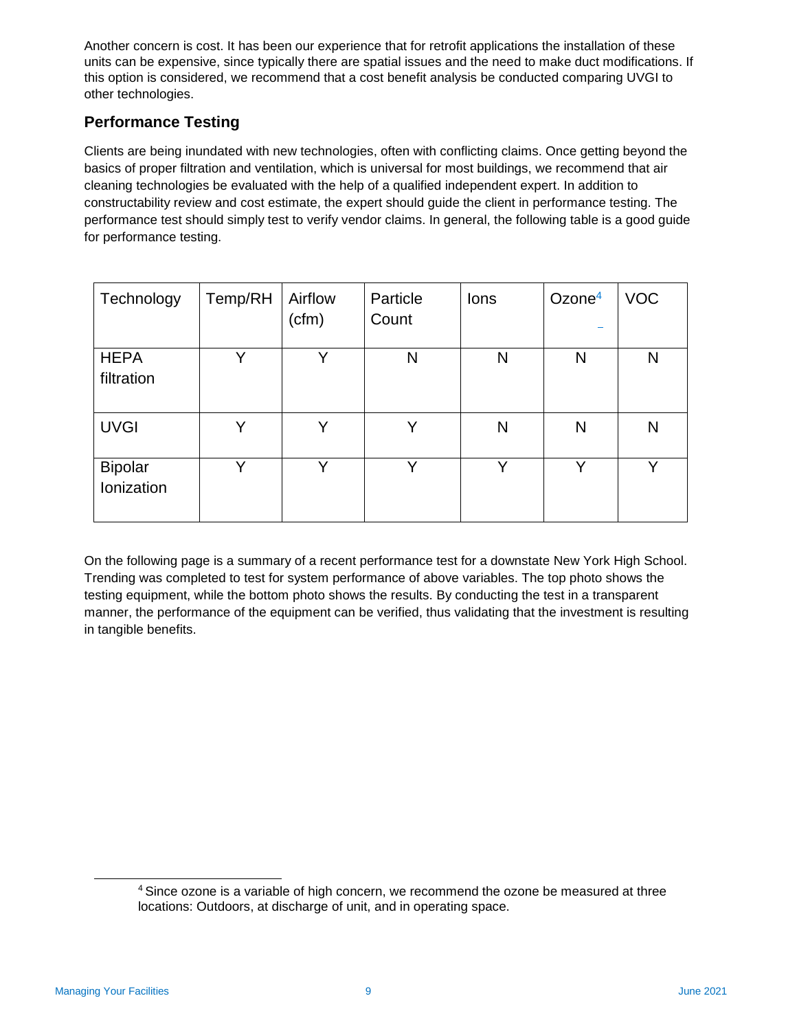Another concern is cost. It has been our experience that for retrofit applications the installation of these units can be expensive, since typically there are spatial issues and the need to make duct modifications. If this option is considered, we recommend that a cost benefit analysis be conducted comparing UVGI to other technologies.

## Performance Testing

Clients are being inundated with new technologies, often with conflicting claims. Once getting beyond the basics of proper filtration and ventilation, which is universal for most buildings, we recommend that air cleaning technologies be evaluated with the help of a qualified independent expert. In addition to constructability review and cost estimate, the expert should guide the client in performance testing. The performance test should simply test to verify vendor claims. In general, the following table is a good guide for performance testing.

| Technology | Temp/RH | Airflow (cfm) | Particle Count | Ions | Ozone[4] | VOC |
|---|---|---|---|---|---|---|
| HEPA filtration | Y | Y | N | N | N | N |
| UVGI | Y | Y | Y | N | N | N |
| Bipolar Ionization | Y | Y | Y | Y | Y | Y |

On the following page is a summary of a recent performance test for a downstate New York High School. Trending was completed to test for system performance of above variables. The top photo shows the testing equipment, while the bottom photo shows the results. By conducting the test in a transparent manner, the performance of the equipment can be verified, thus validating that the investment is resulting in tangible benefits.

[4] Since ozone is a variable of high concern, we recommend the ozone be measured at three locations: Outdoors, at discharge of unit, and in operating space.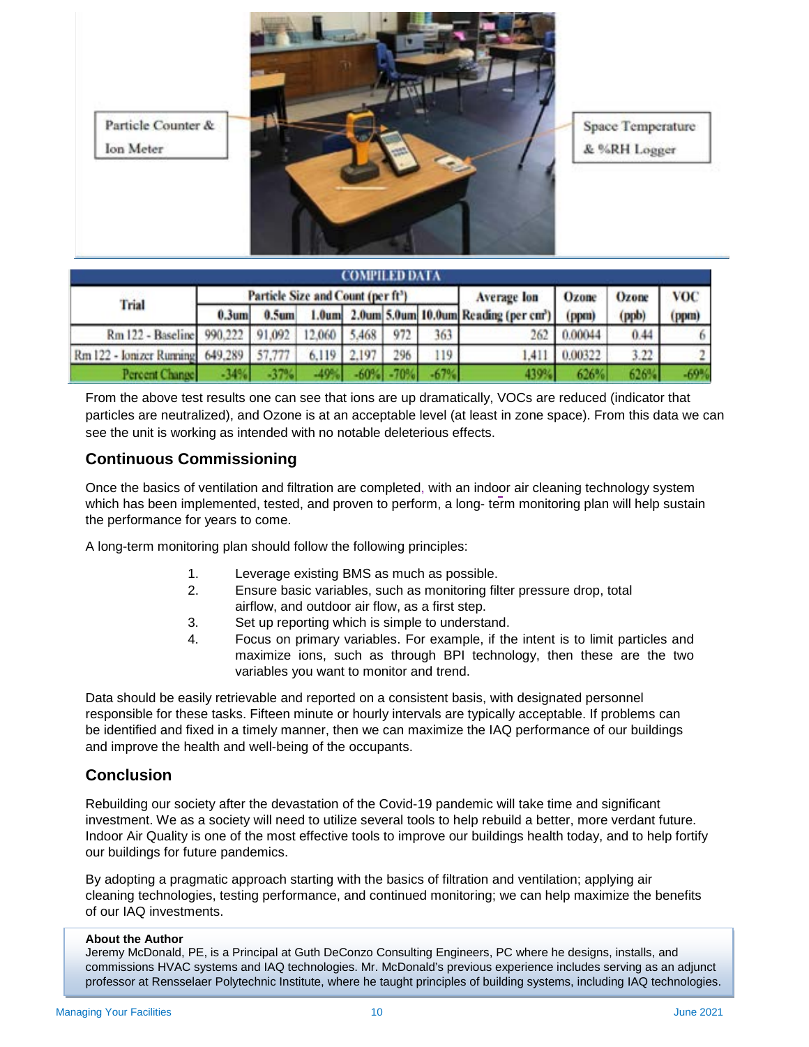Particle Counter & Ion Meter

Space Temperature & %RH Logger

| COMPILED DATA | | | | | | | | | | |
|---|---|---|---|---|---|---|---|---|---|---|
| Trial | Particle Size and Count (per ft³) | | | | | | Average Ion Reading (per cm³) | Ozone (ppm) | Ozone (ppb) | VOC (ppm) |
| | 0.3um | 0.5um | 1.0um | 2.0um | 5.0um | 10.0um | | | | |
| Rm 122 - Baseline | 990,222 | 91,092 | 12,060 | 5,468 | 972 | 363 | 262 | 0.00044 | 0.44 | 6 |
| Rm 122 - Ionizer Running | 649,289 | 57,777 | 6,119 | 2,197 | 296 | 119 | 1,411 | 0.00322 | 3.22 | 2 |
| Percent Change | -34% | -37% | -49% | -60% | -70% | -67% | 439% | 626% | 626% | -69% |

From the above test results one can see that ions are up dramatically, VOCs are reduced (indicator that particles are neutralized), and Ozone is at an acceptable level (at least in zone space). From this data we can see the unit is working as intended with no notable deleterious effects.

## Continuous Commissioning

Once the basics of ventilation and filtration are completed, with an indoor air cleaning technology system which has been implemented, tested, and proven to perform, a long- term monitoring plan will help sustain the performance for years to come.

A long-term monitoring plan should follow the following principles:

1. Leverage existing BMS as much as possible.
2. Ensure basic variables, such as monitoring filter pressure drop, total airflow, and outdoor air flow, as a first step.
3. Set up reporting which is simple to understand.
4. Focus on primary variables. For example, if the intent is to limit particles and maximize ions, such as through BPI technology, then these are the two variables you want to monitor and trend.

Data should be easily retrievable and reported on a consistent basis, with designated personnel responsible for these tasks. Fifteen minute or hourly intervals are typically acceptable. If problems can be identified and fixed in a timely manner, then we can maximize the IAQ performance of our buildings and improve the health and well-being of the occupants.

## Conclusion

Rebuilding our society after the devastation of the Covid-19 pandemic will take time and significant investment. We as a society will need to utilize several tools to help rebuild a better, more verdant future. Indoor Air Quality is one of the most effective tools to improve our buildings health today, and to help fortify our buildings for future pandemics.

By adopting a pragmatic approach starting with the basics of filtration and ventilation; applying air cleaning technologies, testing performance, and continued monitoring; we can help maximize the benefits of our IAQ investments.

**About the Author**

Jeremy McDonald, PE, is a Principal at Guth DeConzo Consulting Engineers, PC where he designs, installs, and commissions HVAC systems and IAQ technologies. Mr. McDonald's previous experience includes serving as an adjunct professor at Rensselaer Polytechnic Institute, where he taught principles of building systems, including IAQ technologies.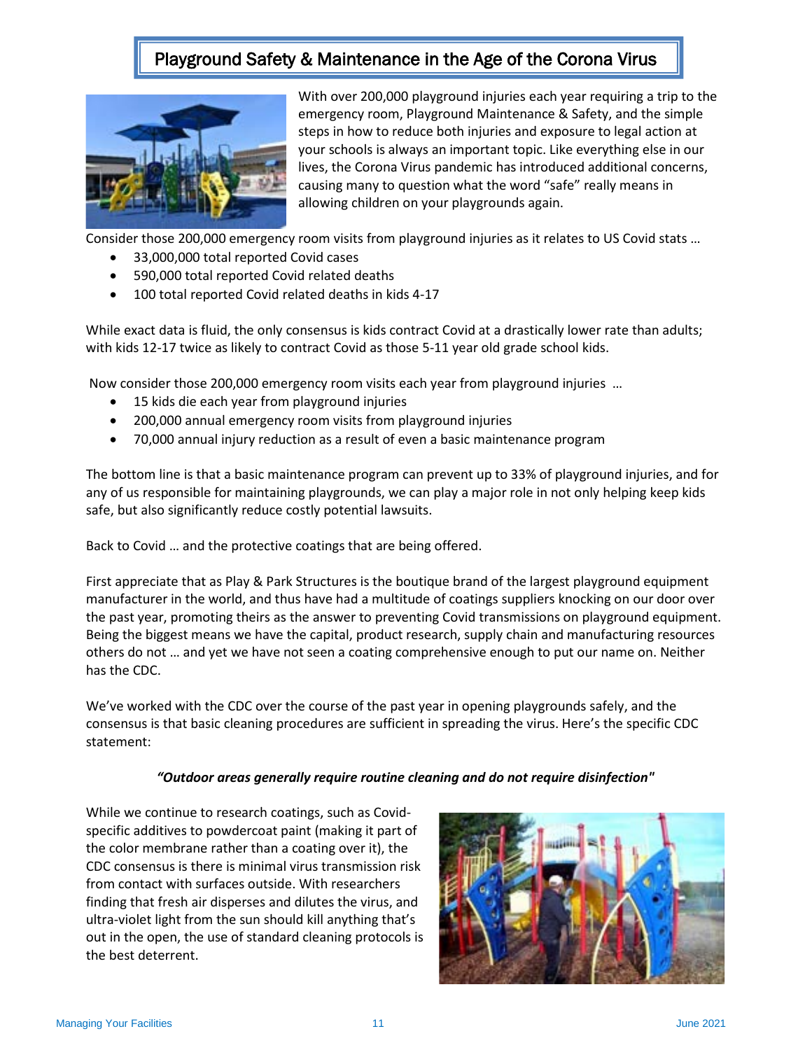# Playground Safety & Maintenance in the Age of the Corona Virus

With over 200,000 playground injuries each year requiring a trip to the emergency room, Playground Maintenance & Safety, and the simple steps in how to reduce both injuries and exposure to legal action at your schools is always an important topic. Like everything else in our lives, the Corona Virus pandemic has introduced additional concerns, causing many to question what the word "safe" really means in allowing children on your playgrounds again.

Consider those 200,000 emergency room visits from playground injuries as it relates to US Covid stats …

- 33,000,000 total reported Covid cases
- 590,000 total reported Covid related deaths
- 100 total reported Covid related deaths in kids 4-17

While exact data is fluid, the only consensus is kids contract Covid at a drastically lower rate than adults; with kids 12-17 twice as likely to contract Covid as those 5-11 year old grade school kids.

Now consider those 200,000 emergency room visits each year from playground injuries …

- 15 kids die each year from playground injuries
- 200,000 annual emergency room visits from playground injuries
- 70,000 annual injury reduction as a result of even a basic maintenance program

The bottom line is that a basic maintenance program can prevent up to 33% of playground injuries, and for any of us responsible for maintaining playgrounds, we can play a major role in not only helping keep kids safe, but also significantly reduce costly potential lawsuits.

Back to Covid … and the protective coatings that are being offered.

First appreciate that as Play & Park Structures is the boutique brand of the largest playground equipment manufacturer in the world, and thus have had a multitude of coatings suppliers knocking on our door over the past year, promoting theirs as the answer to preventing Covid transmissions on playground equipment. Being the biggest means we have the capital, product research, supply chain and manufacturing resources others do not … and yet we have not seen a coating comprehensive enough to put our name on. Neither has the CDC.

We've worked with the CDC over the course of the past year in opening playgrounds safely, and the consensus is that basic cleaning procedures are sufficient in spreading the virus. Here's the specific CDC statement:

***"Outdoor areas generally require routine cleaning and do not require disinfection"***

While we continue to research coatings, such as Covid-specific additives to powdercoat paint (making it part of the color membrane rather than a coating over it), the CDC consensus is there is minimal virus transmission risk from contact with surfaces outside. With researchers finding that fresh air disperses and dilutes the virus, and ultra-violet light from the sun should kill anything that's out in the open, the use of standard cleaning protocols is the best deterrent.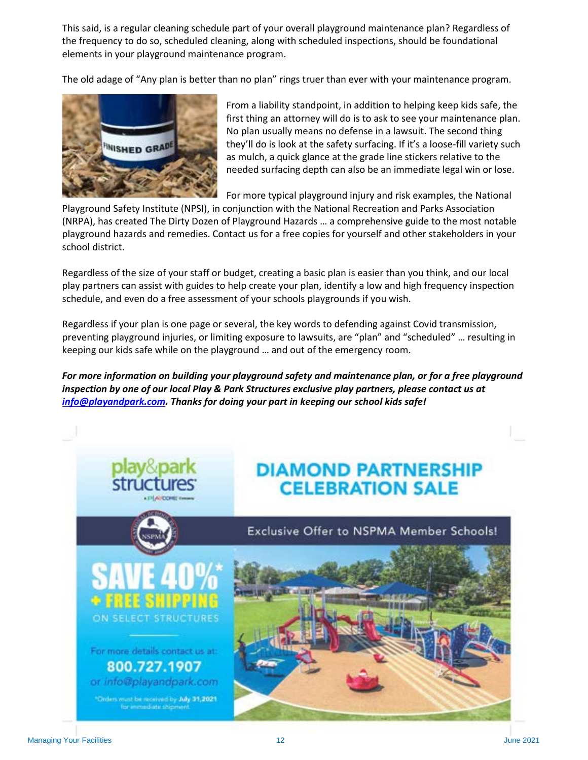This said, is a regular cleaning schedule part of your overall playground maintenance plan? Regardless of the frequency to do so, scheduled cleaning, along with scheduled inspections, should be foundational elements in your playground maintenance program.

The old adage of "Any plan is better than no plan" rings truer than ever with your maintenance program.

From a liability standpoint, in addition to helping keep kids safe, the first thing an attorney will do is to ask to see your maintenance plan. No plan usually means no defense in a lawsuit. The second thing they'll do is look at the safety surfacing. If it's a loose-fill variety such as mulch, a quick glance at the grade line stickers relative to the needed surfacing depth can also be an immediate legal win or lose.

For more typical playground injury and risk examples, the National Playground Safety Institute (NPSI), in conjunction with the National Recreation and Parks Association (NRPA), has created The Dirty Dozen of Playground Hazards … a comprehensive guide to the most notable playground hazards and remedies. Contact us for a free copies for yourself and other stakeholders in your school district.

Regardless of the size of your staff or budget, creating a basic plan is easier than you think, and our local play partners can assist with guides to help create your plan, identify a low and high frequency inspection schedule, and even do a free assessment of your schools playgrounds if you wish.

Regardless if your plan is one page or several, the key words to defending against Covid transmission, preventing playground injuries, or limiting exposure to lawsuits, are "plan" and "scheduled" … resulting in keeping our kids safe while on the playground … and out of the emergency room.

***For more information on building your playground safety and maintenance plan, or for a free playground inspection by one of our local Play & Park Structures exclusive play partners, please contact us at [info@playandpark.com](mailto:info@playandpark.com). Thanks for doing your part in keeping our school kids safe!***

play&park structures

## DIAMOND PARTNERSHIP CELEBRATION SALE

Exclusive Offer to NSPMA Member Schools!

**SAVE 40%\* + FREE SHIPPING**

ON SELECT STRUCTURES

For more details contact us at:

**800.727.1907**

or info@playandpark.com

\*Orders must be received by **July 31,2021** for immediate shipment.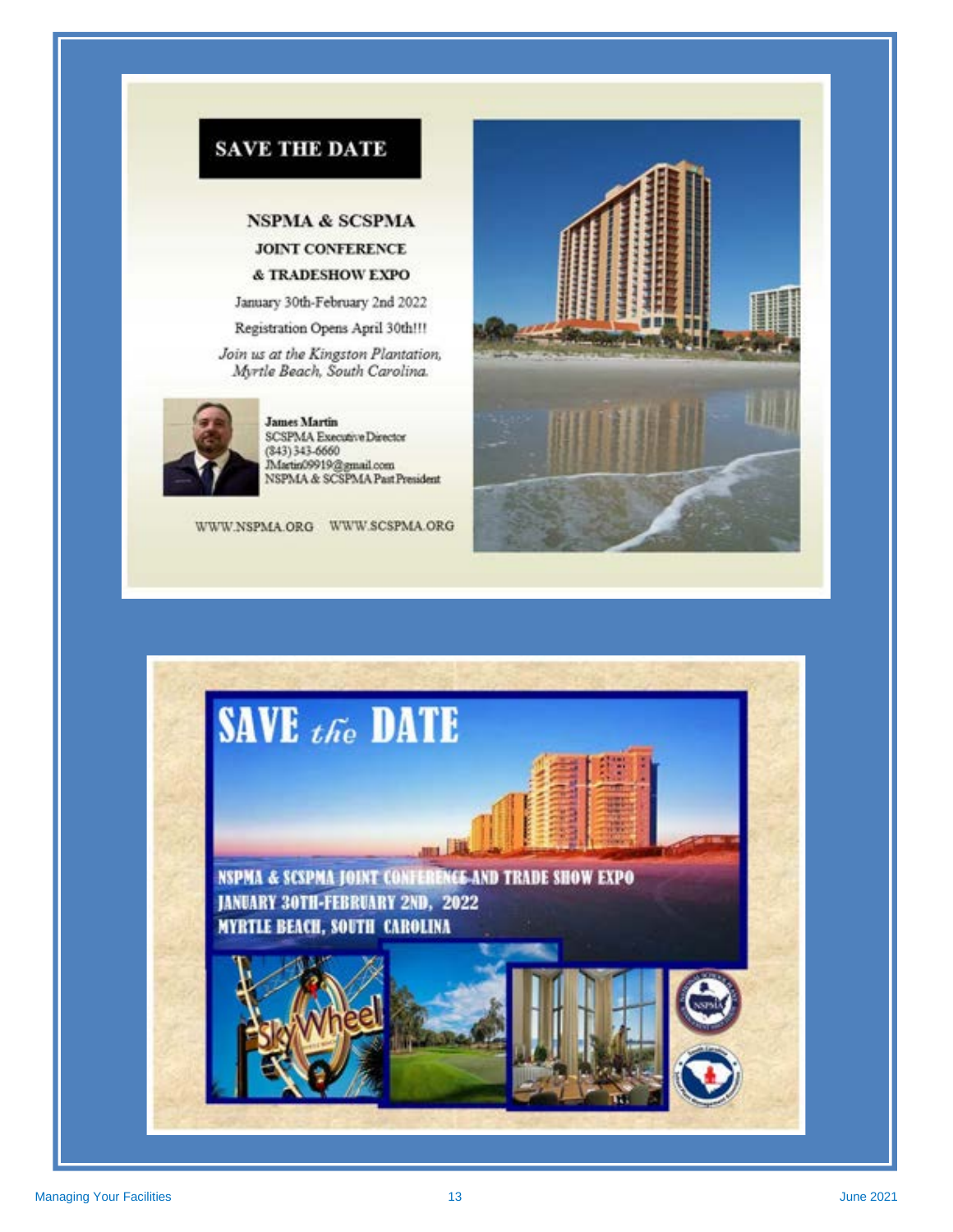## SAVE THE DATE

**NSPMA & SCSPMA**

**JOINT CONFERENCE**

**& TRADESHOW EXPO**

January 30th-February 2nd 2022

Registration Opens April 30th!!!

*Join us at the Kingston Plantation, Myrtle Beach, South Carolina.*

**James Martin**
SCSPMA Executive Director
(843) 343-6660
JMartin09919@gmail.com
NSPMA & SCSPMA Past President

WWW.NSPMA.ORG WWW.SCSPMA.ORG

## SAVE *the* DATE

**NSPMA & SCSPMA JOINT CONFERENCE AND TRADE SHOW EXPO**
**JANUARY 30TH-FEBRUARY 2ND, 2022**
**MYRTLE BEACH, SOUTH CAROLINA**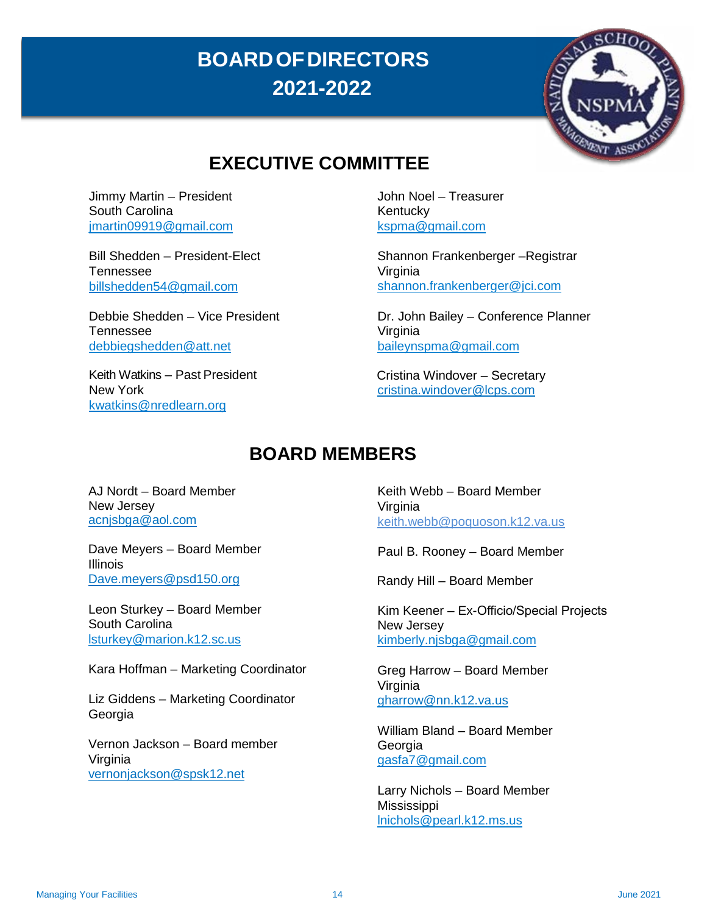# BOARD OF DIRECTORS 2021-2022

## EXECUTIVE COMMITTEE

Jimmy Martin – President
South Carolina
jmartin09919@gmail.com

Bill Shedden – President-Elect
Tennessee
billshedden54@gmail.com

Debbie Shedden – Vice President
Tennessee
debbiegshedden@att.net

Keith Watkins – Past President
New York
kwatkins@nredlearn.org

John Noel – Treasurer
Kentucky
kspma@gmail.com

Shannon Frankenberger –Registrar
Virginia
shannon.frankenberger@jci.com

Dr. John Bailey – Conference Planner
Virginia
baileynspma@gmail.com

Cristina Windover – Secretary
cristina.windover@lcps.com

## BOARD MEMBERS

AJ Nordt – Board Member
New Jersey
acnjsbga@aol.com

Dave Meyers – Board Member
Illinois
Dave.meyers@psd150.org

Leon Sturkey – Board Member
South Carolina
lsturkey@marion.k12.sc.us

Kara Hoffman – Marketing Coordinator

Liz Giddens – Marketing Coordinator
Georgia

Vernon Jackson – Board member
Virginia
vernonjackson@spsk12.net

Keith Webb – Board Member
Virginia
keith.webb@poquoson.k12.va.us

Paul B. Rooney – Board Member

Randy Hill – Board Member

Kim Keener – Ex-Officio/Special Projects
New Jersey
kimberly.njsbga@gmail.com

Greg Harrow – Board Member
Virginia
gharrow@nn.k12.va.us

William Bland – Board Member
Georgia
gasfa7@gmail.com

Larry Nichols – Board Member
Mississippi
lnichols@pearl.k12.ms.us